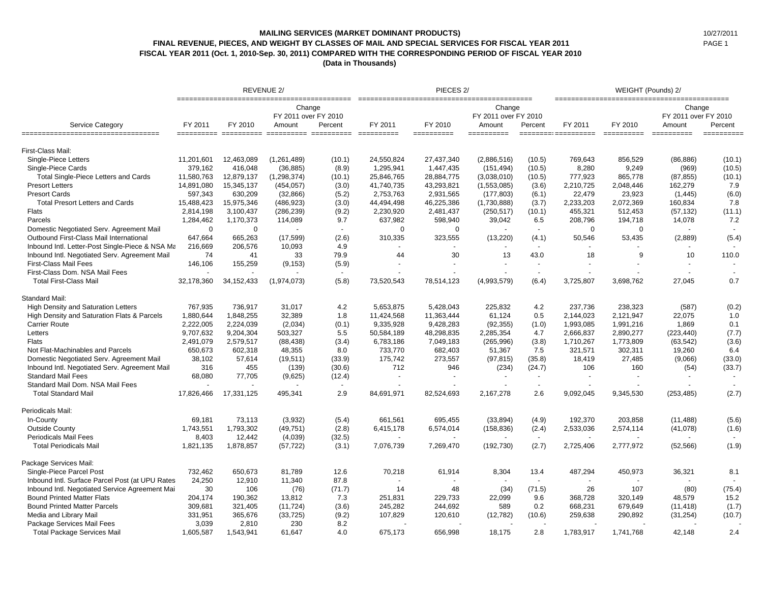# MAILING SERVICES (MARKET DOMINANT PRODUCTS)

## FINAL REVENUE, PIECES, AND WEIGHT BY CLASSES OF MAIL AND SPECIAL SERVICES FOR FISCAL YEAR 2011

## FISCAL YEAR 2011 (Oct. 1, 2010-Sep. 30, 2011) COMPARED WITH THE CORRESPONDING PERIOD OF FISCAL YEAR 2010

**(Data in Thousands)**

10/27/2011

| Service Category | REVENUE 2/ | | | | PIECES 2/ | | | | WEIGHT (Pounds) 2/ | | | |
|---|---|---|---|---|---|---|---|---|---|---|---|---|
| | | | Change FY 2011 over FY 2010 | | | | Change FY 2011 over FY 2010 | | | | Change FY 2011 over FY 2010 | |
| | FY 2011 | FY 2010 | Amount | Percent | FY 2011 | FY 2010 | Amount | Percent | FY 2011 | FY 2010 | Amount | Percent |
| First-Class Mail: | | | | | | | | | | | | |
| Single-Piece Letters | 11,201,601 | 12,463,089 | (1,261,489) | (10.1) | 24,550,824 | 27,437,340 | (2,886,516) | (10.5) | 769,643 | 856,529 | (86,886) | (10.1) |
| Single-Piece Cards | 379,162 | 416,048 | (36,885) | (8.9) | 1,295,941 | 1,447,435 | (151,494) | (10.5) | 8,280 | 9,249 | (969) | (10.5) |
| Total Single-Piece Letters and Cards | 11,580,763 | 12,879,137 | (1,298,374) | (10.1) | 25,846,765 | 28,884,775 | (3,038,010) | (10.5) | 777,923 | 865,778 | (87,855) | (10.1) |
| Presort Letters | 14,891,080 | 15,345,137 | (454,057) | (3.0) | 41,740,735 | 43,293,821 | (1,553,085) | (3.6) | 2,210,725 | 2,048,446 | 162,279 | 7.9 |
| Presort Cards | 597,343 | 630,209 | (32,866) | (5.2) | 2,753,763 | 2,931,565 | (177,803) | (6.1) | 22,479 | 23,923 | (1,445) | (6.0) |
| Total Presort Letters and Cards | 15,488,423 | 15,975,346 | (486,923) | (3.0) | 44,494,498 | 46,225,386 | (1,730,888) | (3.7) | 2,233,203 | 2,072,369 | 160,834 | 7.8 |
| Flats | 2,814,198 | 3,100,437 | (286,239) | (9.2) | 2,230,920 | 2,481,437 | (250,517) | (10.1) | 455,321 | 512,453 | (57,132) | (11.1) |
| Parcels | 1,284,462 | 1,170,373 | 114,089 | 9.7 | 637,982 | 598,940 | 39,042 | 6.5 | 208,796 | 194,718 | 14,078 | 7.2 |
| Domestic Negotiated Serv. Agreement Mail | 0 | 0 | - | - | 0 | 0 | - | - | 0 | 0 | - | - |
| Outbound First-Class Mail International | 647,664 | 665,263 | (17,599) | (2.6) | 310,335 | 323,555 | (13,220) | (4.1) | 50,546 | 53,435 | (2,889) | (5.4) |
| Inbound Intl. Letter-Post Single-Piece & NSA Ma | 216,669 | 206,576 | 10,093 | 4.9 | - | - | - | - | - | - | - | - |
| Inbound Intl. Negotiated Serv. Agreement Mail | 74 | 41 | 33 | 79.9 | 44 | 30 | 13 | 43.0 | 18 | 9 | 10 | 110.0 |
| First-Class Mail Fees | 146,106 | 155,259 | (9,153) | (5.9) | - | - | - | - | - | - | - | - |
| First-Class Dom. NSA Mail Fees | - | - | - | - | - | - | - | - | - | - | - | - |
| Total First-Class Mail | 32,178,360 | 34,152,433 | (1,974,073) | (5.8) | 73,520,543 | 78,514,123 | (4,993,579) | (6.4) | 3,725,807 | 3,698,762 | 27,045 | 0.7 |
| Standard Mail: | | | | | | | | | | | | |
| High Density and Saturation Letters | 767,935 | 736,917 | 31,017 | 4.2 | 5,653,875 | 5,428,043 | 225,832 | 4.2 | 237,736 | 238,323 | (587) | (0.2) |
| High Density and Saturation Flats & Parcels | 1,880,644 | 1,848,255 | 32,389 | 1.8 | 11,424,568 | 11,363,444 | 61,124 | 0.5 | 2,144,023 | 2,121,947 | 22,075 | 1.0 |
| Carrier Route | 2,222,005 | 2,224,039 | (2,034) | (0.1) | 9,335,928 | 9,428,283 | (92,355) | (1.0) | 1,993,085 | 1,991,216 | 1,869 | 0.1 |
| Letters | 9,707,632 | 9,204,304 | 503,327 | 5.5 | 50,584,189 | 48,298,835 | 2,285,354 | 4.7 | 2,666,837 | 2,890,277 | (223,440) | (7.7) |
| Flats | 2,491,079 | 2,579,517 | (88,438) | (3.4) | 6,783,186 | 7,049,183 | (265,996) | (3.8) | 1,710,267 | 1,773,809 | (63,542) | (3.6) |
| Not Flat-Machinables and Parcels | 650,673 | 602,318 | 48,355 | 8.0 | 733,770 | 682,403 | 51,367 | 7.5 | 321,571 | 302,311 | 19,260 | 6.4 |
| Domestic Negotiated Serv. Agreement Mail | 38,102 | 57,614 | (19,511) | (33.9) | 175,742 | 273,557 | (97,815) | (35.8) | 18,419 | 27,485 | (9,066) | (33.0) |
| Inbound Intl. Negotiated Serv. Agreement Mail | 316 | 455 | (139) | (30.6) | 712 | 946 | (234) | (24.7) | 106 | 160 | (54) | (33.7) |
| Standard Mail Fees | 68,080 | 77,705 | (9,625) | (12.4) | - | - | - | - | - | - | - | - |
| Standard Mail Dom. NSA Mail Fees | - | - | - | - | - | - | - | - | - | - | - | - |
| Total Standard Mail | 17,826,466 | 17,331,125 | 495,341 | 2.9 | 84,691,971 | 82,524,693 | 2,167,278 | 2.6 | 9,092,045 | 9,345,530 | (253,485) | (2.7) |
| Periodicals Mail: | | | | | | | | | | | | |
| In-County | 69,181 | 73,113 | (3,932) | (5.4) | 661,561 | 695,455 | (33,894) | (4.9) | 192,370 | 203,858 | (11,488) | (5.6) |
| Outside County | 1,743,551 | 1,793,302 | (49,751) | (2.8) | 6,415,178 | 6,574,014 | (158,836) | (2.4) | 2,533,036 | 2,574,114 | (41,078) | (1.6) |
| Periodicals Mail Fees | 8,403 | 12,442 | (4,039) | (32.5) | - | - | - | - | - | - | - | - |
| Total Periodicals Mail | 1,821,135 | 1,878,857 | (57,722) | (3.1) | 7,076,739 | 7,269,470 | (192,730) | (2.7) | 2,725,406 | 2,777,972 | (52,566) | (1.9) |
| Package Services Mail: | | | | | | | | | | | | |
| Single-Piece Parcel Post | 732,462 | 650,673 | 81,789 | 12.6 | 70,218 | 61,914 | 8,304 | 13.4 | 487,294 | 450,973 | 36,321 | 8.1 |
| Inbound Intl. Surface Parcel Post (at UPU Rates | 24,250 | 12,910 | 11,340 | 87.8 | - | - | - | - | - | - | - | - |
| Inbound Intl. Negotiated Service Agreement Mai | 30 | 106 | (76) | (71.7) | 14 | 48 | (34) | (71.5) | 26 | 107 | (80) | (75.4) |
| Bound Printed Matter Flats | 204,174 | 190,362 | 13,812 | 7.3 | 251,831 | 229,733 | 22,099 | 9.6 | 368,728 | 320,149 | 48,579 | 15.2 |
| Bound Printed Matter Parcels | 309,681 | 321,405 | (11,724) | (3.6) | 245,282 | 244,692 | 589 | 0.2 | 668,231 | 679,649 | (11,418) | (1.7) |
| Media and Library Mail | 331,951 | 365,676 | (33,725) | (9.2) | 107,829 | 120,610 | (12,782) | (10.6) | 259,638 | 290,892 | (31,254) | (10.7) |
| Package Services Mail Fees | 3,039 | 2,810 | 230 | 8.2 | - | - | - | - | - | - | - | - |
| Total Package Services Mail | 1,605,587 | 1,543,941 | 61,647 | 4.0 | 675,173 | 656,998 | 18,175 | 2.8 | 1,783,917 | 1,741,768 | 42,148 | 2.4 |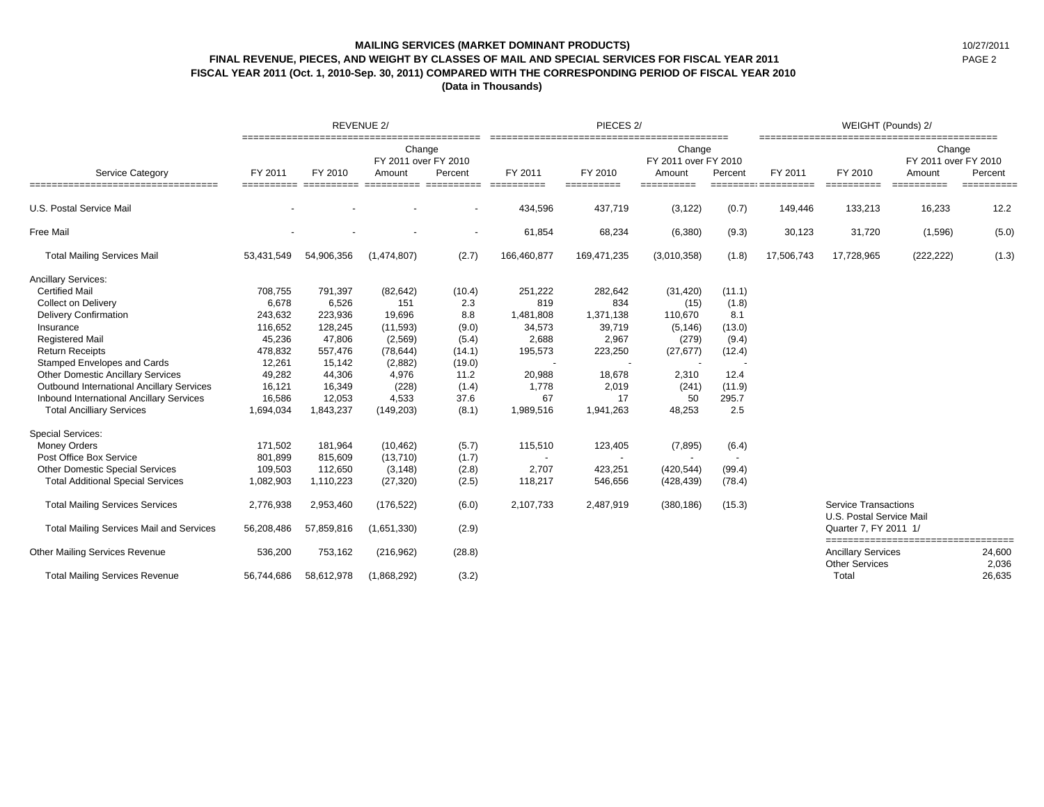**MAILING SERVICES (MARKET DOMINANT PRODUCTS)**
**FINAL REVENUE, PIECES, AND WEIGHT BY CLASSES OF MAIL AND SPECIAL SERVICES FOR FISCAL YEAR 2011**
**FISCAL YEAR 2011 (Oct. 1, 2010-Sep. 30, 2011) COMPARED WITH THE CORRESPONDING PERIOD OF FISCAL YEAR 2010**
**(Data in Thousands)**

10/27/2011

| Service Category | REVENUE 2/ | | | | PIECES 2/ | | | | WEIGHT (Pounds) 2/ | | | |
|---|---|---|---|---|---|---|---|---|---|---|---|---|
| | FY 2011 | FY 2010 | Change FY 2011 over FY 2010 Amount | Percent | FY 2011 | FY 2010 | Change FY 2011 over FY 2010 Amount | Percent | FY 2011 | FY 2010 | Change FY 2011 over FY 2010 Amount | Percent |
| U.S. Postal Service Mail | - | - | - | - | 434,596 | 437,719 | (3,122) | (0.7) | 149,446 | 133,213 | 16,233 | 12.2 |
| Free Mail | - | - | - | - | 61,854 | 68,234 | (6,380) | (9.3) | 30,123 | 31,720 | (1,596) | (5.0) |
| Total Mailing Services Mail | 53,431,549 | 54,906,356 | (1,474,807) | (2.7) | 166,460,877 | 169,471,235 | (3,010,358) | (1.8) | 17,506,743 | 17,728,965 | (222,222) | (1.3) |
| Ancillary Services: | | | | | | | | | | | | |
| Certified Mail | 708,755 | 791,397 | (82,642) | (10.4) | 251,222 | 282,642 | (31,420) | (11.1) | | | | |
| Collect on Delivery | 6,678 | 6,526 | 151 | 2.3 | 819 | 834 | (15) | (1.8) | | | | |
| Delivery Confirmation | 243,632 | 223,936 | 19,696 | 8.8 | 1,481,808 | 1,371,138 | 110,670 | 8.1 | | | | |
| Insurance | 116,652 | 128,245 | (11,593) | (9.0) | 34,573 | 39,719 | (5,146) | (13.0) | | | | |
| Registered Mail | 45,236 | 47,806 | (2,569) | (5.4) | 2,688 | 2,967 | (279) | (9.4) | | | | |
| Return Receipts | 478,832 | 557,476 | (78,644) | (14.1) | 195,573 | 223,250 | (27,677) | (12.4) | | | | |
| Stamped Envelopes and Cards | 12,261 | 15,142 | (2,882) | (19.0) | - | - | - | - | | | | |
| Other Domestic Ancillary Services | 49,282 | 44,306 | 4,976 | 11.2 | 20,988 | 18,678 | 2,310 | 12.4 | | | | |
| Outbound International Ancillary Services | 16,121 | 16,349 | (228) | (1.4) | 1,778 | 2,019 | (241) | (11.9) | | | | |
| Inbound International Ancillary Services | 16,586 | 12,053 | 4,533 | 37.6 | 67 | 17 | 50 | 295.7 | | | | |
| Total Ancilliary Services | 1,694,034 | 1,843,237 | (149,203) | (8.1) | 1,989,516 | 1,941,263 | 48,253 | 2.5 | | | | |
| Special Services: | | | | | | | | | | | | |
| Money Orders | 171,502 | 181,964 | (10,462) | (5.7) | 115,510 | 123,405 | (7,895) | (6.4) | | | | |
| Post Office Box Service | 801,899 | 815,609 | (13,710) | (1.7) | - | - | - | - | | | | |
| Other Domestic Special Services | 109,503 | 112,650 | (3,148) | (2.8) | 2,707 | 423,251 | (420,544) | (99.4) | | | | |
| Total Additional Special Services | 1,082,903 | 1,110,223 | (27,320) | (2.5) | 118,217 | 546,656 | (428,439) | (78.4) | | | | |
| Total Mailing Services Services | 2,776,938 | 2,953,460 | (176,522) | (6.0) | 2,107,733 | 2,487,919 | (380,186) | (15.3) | | | | |
| Total Mailing Services Mail and Services | 56,208,486 | 57,859,816 | (1,651,330) | (2.9) | | | | | | | | |
| Other Mailing Services Revenue | 536,200 | 753,162 | (216,962) | (28.8) | | | | | | | | |
| Total Mailing Services Revenue | 56,744,686 | 58,612,978 | (1,868,292) | (3.2) | | | | | | | | |

| Service Transactions U.S. Postal Service Mail Quarter 7, FY 2011 1/ | |
|---|---|
| Ancillary Services | 24,600 |
| Other Services | 2,036 |
| Total | 26,635 |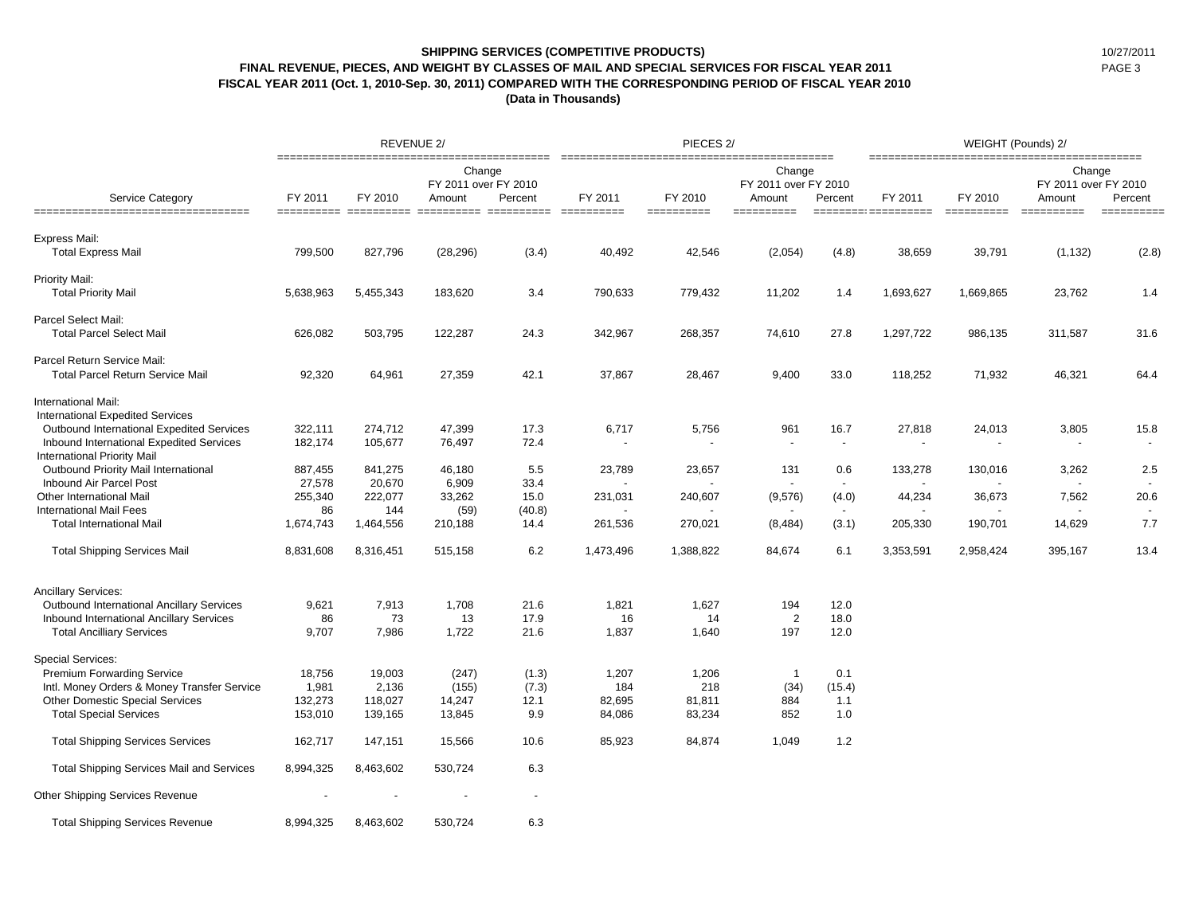**SHIPPING SERVICES (COMPETITIVE PRODUCTS)**
**FINAL REVENUE, PIECES, AND WEIGHT BY CLASSES OF MAIL AND SPECIAL SERVICES FOR FISCAL YEAR 2011**
**FISCAL YEAR 2011 (Oct. 1, 2010-Sep. 30, 2011) COMPARED WITH THE CORRESPONDING PERIOD OF FISCAL YEAR 2010**
**(Data in Thousands)**

10/27/2011

| Service Category | REVENUE 2/ | | | | PIECES 2/ | | | | WEIGHT (Pounds) 2/ | | | |
|---|---|---|---|---|---|---|---|---|---|---|---|---|
| | FY 2011 | FY 2010 | Change FY 2011 over FY 2010 Amount | Percent | FY 2011 | FY 2010 | Change FY 2011 over FY 2010 Amount | Percent | FY 2011 | FY 2010 | Change FY 2011 over FY 2010 Amount | Percent |
| Express Mail: | | | | | | | | | | | | |
| Total Express Mail | 799,500 | 827,796 | (28,296) | (3.4) | 40,492 | 42,546 | (2,054) | (4.8) | 38,659 | 39,791 | (1,132) | (2.8) |
| Priority Mail: | | | | | | | | | | | | |
| Total Priority Mail | 5,638,963 | 5,455,343 | 183,620 | 3.4 | 790,633 | 779,432 | 11,202 | 1.4 | 1,693,627 | 1,669,865 | 23,762 | 1.4 |
| Parcel Select Mail: | | | | | | | | | | | | |
| Total Parcel Select Mail | 626,082 | 503,795 | 122,287 | 24.3 | 342,967 | 268,357 | 74,610 | 27.8 | 1,297,722 | 986,135 | 311,587 | 31.6 |
| Parcel Return Service Mail: | | | | | | | | | | | | |
| Total Parcel Return Service Mail | 92,320 | 64,961 | 27,359 | 42.1 | 37,867 | 28,467 | 9,400 | 33.0 | 118,252 | 71,932 | 46,321 | 64.4 |
| International Mail: | | | | | | | | | | | | |
| International Expedited Services | | | | | | | | | | | | |
| Outbound International Expedited Services | 322,111 | 274,712 | 47,399 | 17.3 | 6,717 | 5,756 | 961 | 16.7 | 27,818 | 24,013 | 3,805 | 15.8 |
| Inbound International Expedited Services | 182,174 | 105,677 | 76,497 | 72.4 | - | - | - | - | - | - | - | - |
| International Priority Mail | | | | | | | | | | | | |
| Outbound Priority Mail International | 887,455 | 841,275 | 46,180 | 5.5 | 23,789 | 23,657 | 131 | 0.6 | 133,278 | 130,016 | 3,262 | 2.5 |
| Inbound Air Parcel Post | 27,578 | 20,670 | 6,909 | 33.4 | - | - | - | - | - | - | - | - |
| Other International Mail | 255,340 | 222,077 | 33,262 | 15.0 | 231,031 | 240,607 | (9,576) | (4.0) | 44,234 | 36,673 | 7,562 | 20.6 |
| International Mail Fees | 86 | 144 | (59) | (40.8) | - | - | - | - | - | - | - | - |
| Total International Mail | 1,674,743 | 1,464,556 | 210,188 | 14.4 | 261,536 | 270,021 | (8,484) | (3.1) | 205,330 | 190,701 | 14,629 | 7.7 |
| Total Shipping Services Mail | 8,831,608 | 8,316,451 | 515,158 | 6.2 | 1,473,496 | 1,388,822 | 84,674 | 6.1 | 3,353,591 | 2,958,424 | 395,167 | 13.4 |
| Ancillary Services: | | | | | | | | | | | | |
| Outbound International Ancillary Services | 9,621 | 7,913 | 1,708 | 21.6 | 1,821 | 1,627 | 194 | 12.0 | | | | |
| Inbound International Ancillary Services | 86 | 73 | 13 | 17.9 | 16 | 14 | 2 | 18.0 | | | | |
| Total Ancilliary Services | 9,707 | 7,986 | 1,722 | 21.6 | 1,837 | 1,640 | 197 | 12.0 | | | | |
| Special Services: | | | | | | | | | | | | |
| Premium Forwarding Service | 18,756 | 19,003 | (247) | (1.3) | 1,207 | 1,206 | 1 | 0.1 | | | | |
| Intl. Money Orders & Money Transfer Service | 1,981 | 2,136 | (155) | (7.3) | 184 | 218 | (34) | (15.4) | | | | |
| Other Domestic Special Services | 132,273 | 118,027 | 14,247 | 12.1 | 82,695 | 81,811 | 884 | 1.1 | | | | |
| Total Special Services | 153,010 | 139,165 | 13,845 | 9.9 | 84,086 | 83,234 | 852 | 1.0 | | | | |
| Total Shipping Services Services | 162,717 | 147,151 | 15,566 | 10.6 | 85,923 | 84,874 | 1,049 | 1.2 | | | | |
| Total Shipping Services Mail and Services | 8,994,325 | 8,463,602 | 530,724 | 6.3 | | | | | | | | |
| Other Shipping Services Revenue | - | - | - | - | | | | | | | | |
| Total Shipping Services Revenue | 8,994,325 | 8,463,602 | 530,724 | 6.3 | | | | | | | | |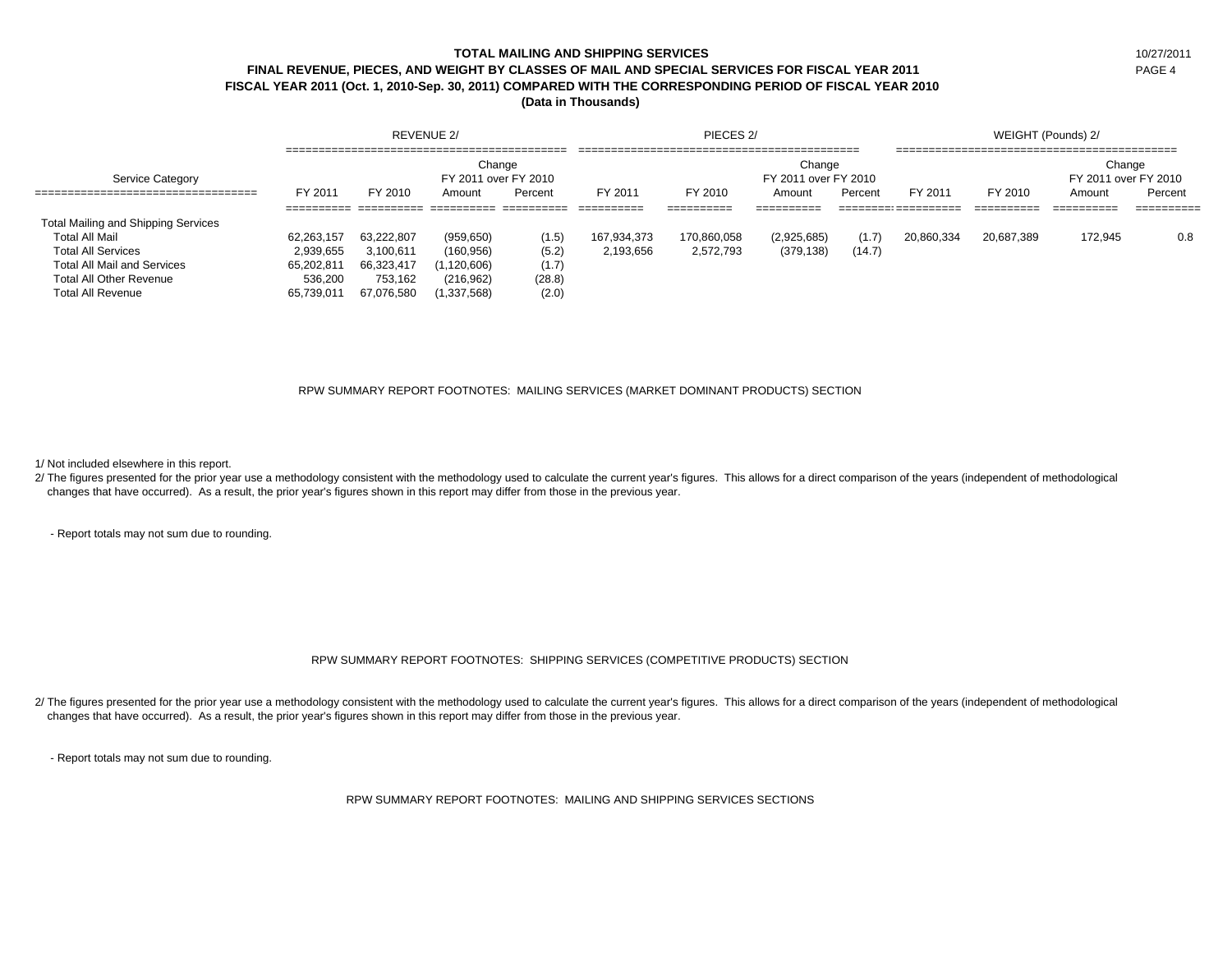**TOTAL MAILING AND SHIPPING SERVICES**

**FINAL REVENUE, PIECES, AND WEIGHT BY CLASSES OF MAIL AND SPECIAL SERVICES FOR FISCAL YEAR 2011**

**FISCAL YEAR 2011 (Oct. 1, 2010-Sep. 30, 2011) COMPARED WITH THE CORRESPONDING PERIOD OF FISCAL YEAR 2010**

**(Data in Thousands)**

| Service Category | REVENUE 2/ | | | | PIECES 2/ | | | | WEIGHT (Pounds) 2/ | | | |
|---|---|---|---|---|---|---|---|---|---|---|---|---|
| | | | Change FY 2011 over FY 2010 | | | | Change FY 2011 over FY 2010 | | | | Change FY 2011 over FY 2010 | |
| | FY 2011 | FY 2010 | Amount | Percent | FY 2011 | FY 2010 | Amount | Percent | FY 2011 | FY 2010 | Amount | Percent |
| Total Mailing and Shipping Services | | | | | | | | | | | | |
| Total All Mail | 62,263,157 | 63,222,807 | (959,650) | (1.5) | 167,934,373 | 170,860,058 | (2,925,685) | (1.7) | 20,860,334 | 20,687,389 | 172,945 | 0.8 |
| Total All Services | 2,939,655 | 3,100,611 | (160,956) | (5.2) | 2,193,656 | 2,572,793 | (379,138) | (14.7) | | | | |
| Total All Mail and Services | 65,202,811 | 66,323,417 | (1,120,606) | (1.7) | | | | | | | | |
| Total All Other Revenue | 536,200 | 753,162 | (216,962) | (28.8) | | | | | | | | |
| Total All Revenue | 65,739,011 | 67,076,580 | (1,337,568) | (2.0) | | | | | | | | |

RPW SUMMARY REPORT FOOTNOTES: MAILING SERVICES (MARKET DOMINANT PRODUCTS) SECTION

1/ Not included elsewhere in this report.

2/ The figures presented for the prior year use a methodology consistent with the methodology used to calculate the current year's figures. This allows for a direct comparison of the years (independent of methodological changes that have occurred). As a result, the prior year's figures shown in this report may differ from those in the previous year.

- Report totals may not sum due to rounding.

RPW SUMMARY REPORT FOOTNOTES: SHIPPING SERVICES (COMPETITIVE PRODUCTS) SECTION

2/ The figures presented for the prior year use a methodology consistent with the methodology used to calculate the current year's figures. This allows for a direct comparison of the years (independent of methodological changes that have occurred). As a result, the prior year's figures shown in this report may differ from those in the previous year.

- Report totals may not sum due to rounding.

RPW SUMMARY REPORT FOOTNOTES: MAILING AND SHIPPING SERVICES SECTIONS